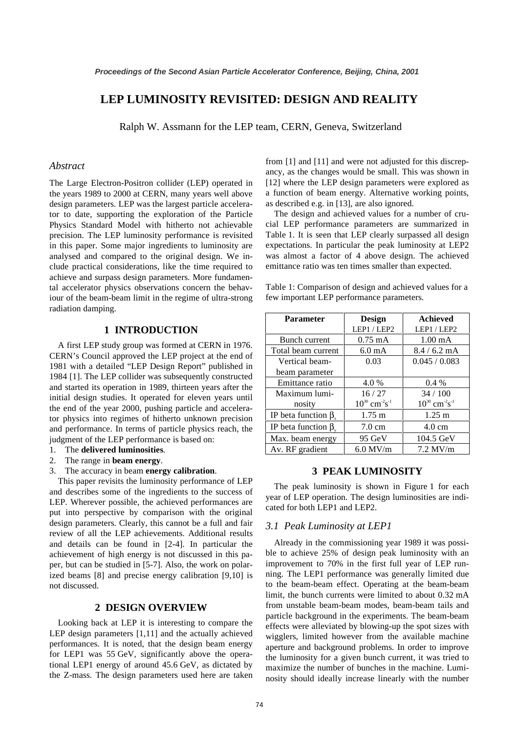# LEP LUMINOSITY REVISITED: DESIGN AND REALITY

Ralph W. Assmann for the LEP team, CERN, Geneva, Switzerland

## *Abstract*

The Large Electron-Positron collider (LEP) operated in the years 1989 to 2000 at CERN, many years well above design parameters. LEP was the largest particle accelerator to date, supporting the exploration of the Particle Physics Standard Model with hitherto not achievable precision. The LEP luminosity performance is revisited in this paper. Some major ingredients to luminosity are analysed and compared to the original design. We include practical considerations, like the time required to achieve and surpass design parameters. More fundamental accelerator physics observations concern the behaviour of the beam-beam limit in the regime of ultra-strong radiation damping.

## 1 INTRODUCTION

A first LEP study group was formed at CERN in 1976. CERN's Council approved the LEP project at the end of 1981 with a detailed "LEP Design Report" published in 1984 [1]. The LEP collider was subsequently constructed and started its operation in 1989, thirteen years after the initial design studies. It operated for eleven years until the end of the year 2000, pushing particle and accelerator physics into regimes of hitherto unknown precision and performance. In terms of particle physics reach, the judgment of the LEP performance is based on:

1. The **delivered luminosities**.
2. The range in **beam energy**.
3. The accuracy in beam **energy calibration**.

This paper revisits the luminosity performance of LEP and describes some of the ingredients to the success of LEP. Wherever possible, the achieved performances are put into perspective by comparison with the original design parameters. Clearly, this cannot be a full and fair review of all the LEP achievements. Additional results and details can be found in [2-4]. In particular the achievement of high energy is not discussed in this paper, but can be studied in [5-7]. Also, the work on polarized beams [8] and precise energy calibration [9,10] is not discussed.

## 2 DESIGN OVERVIEW

Looking back at LEP it is interesting to compare the LEP design parameters [1,11] and the actually achieved performances. It is noted, that the design beam energy for LEP1 was 55 GeV, significantly above the operational LEP1 energy of around 45.6 GeV, as dictated by the Z-mass. The design parameters used here are taken from [1] and [11] and were not adjusted for this discrepancy, as the changes would be small. This was shown in [12] where the LEP design parameters were explored as a function of beam energy. Alternative working points, as described e.g. in [13], are also ignored.

The design and achieved values for a number of crucial LEP performance parameters are summarized in Table 1. It is seen that LEP clearly surpassed all design expectations. In particular the peak luminosity at LEP2 was almost a factor of 4 above design. The achieved emittance ratio was ten times smaller than expected.

Table 1: Comparison of design and achieved values for a few important LEP performance parameters.

| Parameter | Design<br>LEP1 / LEP2 | Achieved<br>LEP1 / LEP2 |
|---|---|---|
| Bunch current | 0.75 mA | 1.00 mA |
| Total beam current | 6.0 mA | 8.4 / 6.2 mA |
| Vertical beam-beam parameter | 0.03 | 0.045 / 0.083 |
| Emittance ratio | 4.0 % | 0.4 % |
| Maximum luminosity | 16 / 27<br>$10^{30}$ cm$^{-2}$s$^{-1}$ | 34 / 100<br>$10^{30}$ cm$^{-2}$s$^{-1}$ |
| IP beta function $\beta_x$ | 1.75 m | 1.25 m |
| IP beta function $\beta_y$ | 7.0 cm | 4.0 cm |
| Max. beam energy | 95 GeV | 104.5 GeV |
| Av. RF gradient | 6.0 MV/m | 7.2 MV/m |

## 3 PEAK LUMINOSITY

The peak luminosity is shown in Figure 1 for each year of LEP operation. The design luminosities are indicated for both LEP1 and LEP2.

### *3.1 Peak Luminosity at LEP1*

Already in the commissioning year 1989 it was possible to achieve 25% of design peak luminosity with an improvement to 70% in the first full year of LEP running. The LEP1 performance was generally limited due to the beam-beam effect. Operating at the beam-beam limit, the bunch currents were limited to about 0.32 mA from unstable beam-beam modes, beam-beam tails and particle background in the experiments. The beam-beam effects were alleviated by blowing-up the spot sizes with wigglers, limited however from the available machine aperture and background problems. In order to improve the luminosity for a given bunch current, it was tried to maximize the number of bunches in the machine. Luminosity should ideally increase linearly with the number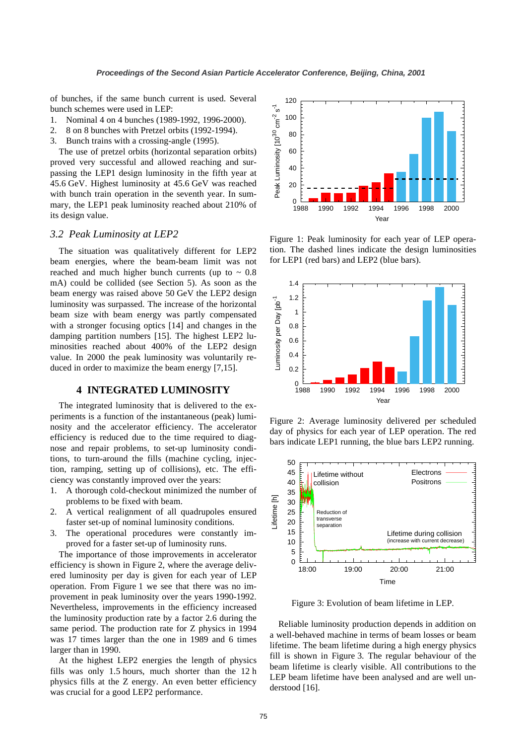of bunches, if the same bunch current is used. Several bunch schemes were used in LEP:

1. Nominal 4 on 4 bunches (1989-1992, 1996-2000).
2. 8 on 8 bunches with Pretzel orbits (1992-1994).
3. Bunch trains with a crossing-angle (1995).

The use of pretzel orbits (horizontal separation orbits) proved very successful and allowed reaching and surpassing the LEP1 design luminosity in the fifth year at 45.6 GeV. Highest luminosity at 45.6 GeV was reached with bunch train operation in the seventh year. In summary, the LEP1 peak luminosity reached about 210% of its design value.

### 3.2 Peak Luminosity at LEP2

The situation was qualitatively different for LEP2 beam energies, where the beam-beam limit was not reached and much higher bunch currents (up to ~ 0.8 mA) could be collided (see Section 5). As soon as the beam energy was raised above 50 GeV the LEP2 design luminosity was surpassed. The increase of the horizontal beam size with beam energy was partly compensated with a stronger focusing optics [14] and changes in the damping partition numbers [15]. The highest LEP2 luminosities reached about 400% of the LEP2 design value. In 2000 the peak luminosity was voluntarily reduced in order to maximize the beam energy [7,15].

## 4 INTEGRATED LUMINOSITY

The integrated luminosity that is delivered to the experiments is a function of the instantaneous (peak) luminosity and the accelerator efficiency. The accelerator efficiency is reduced due to the time required to diagnose and repair problems, to set-up luminosity conditions, to turn-around the fills (machine cycling, injection, ramping, setting up of collisions), etc. The efficiency was constantly improved over the years:

1. A thorough cold-checkout minimized the number of problems to be fixed with beam.
2. A vertical realignment of all quadrupoles ensured faster set-up of nominal luminosity conditions.
3. The operational procedures were constantly improved for a faster set-up of luminosity runs.

The importance of those improvements in accelerator efficiency is shown in Figure 2, where the average delivered luminosity per day is given for each year of LEP operation. From Figure 1 we see that there was no improvement in peak luminosity over the years 1990-1992. Nevertheless, improvements in the efficiency increased the luminosity production rate by a factor 2.6 during the same period. The production rate for Z physics in 1994 was 17 times larger than the one in 1989 and 6 times larger than in 1990.

At the highest LEP2 energies the length of physics fills was only 1.5 hours, much shorter than the 12 h physics fills at the Z energy. An even better efficiency was crucial for a good LEP2 performance.

Figure 1: Peak luminosity for each year of LEP operation. The dashed lines indicate the design luminosities for LEP1 (red bars) and LEP2 (blue bars).

Figure 2: Average luminosity delivered per scheduled day of physics for each year of LEP operation. The red bars indicate LEP1 running, the blue bars LEP2 running.

Figure 3: Evolution of beam lifetime in LEP.

Reliable luminosity production depends in addition on a well-behaved machine in terms of beam losses or beam lifetime. The beam lifetime during a high energy physics fill is shown in Figure 3. The regular behaviour of the beam lifetime is clearly visible. All contributions to the LEP beam lifetime have been analysed and are well understood [16].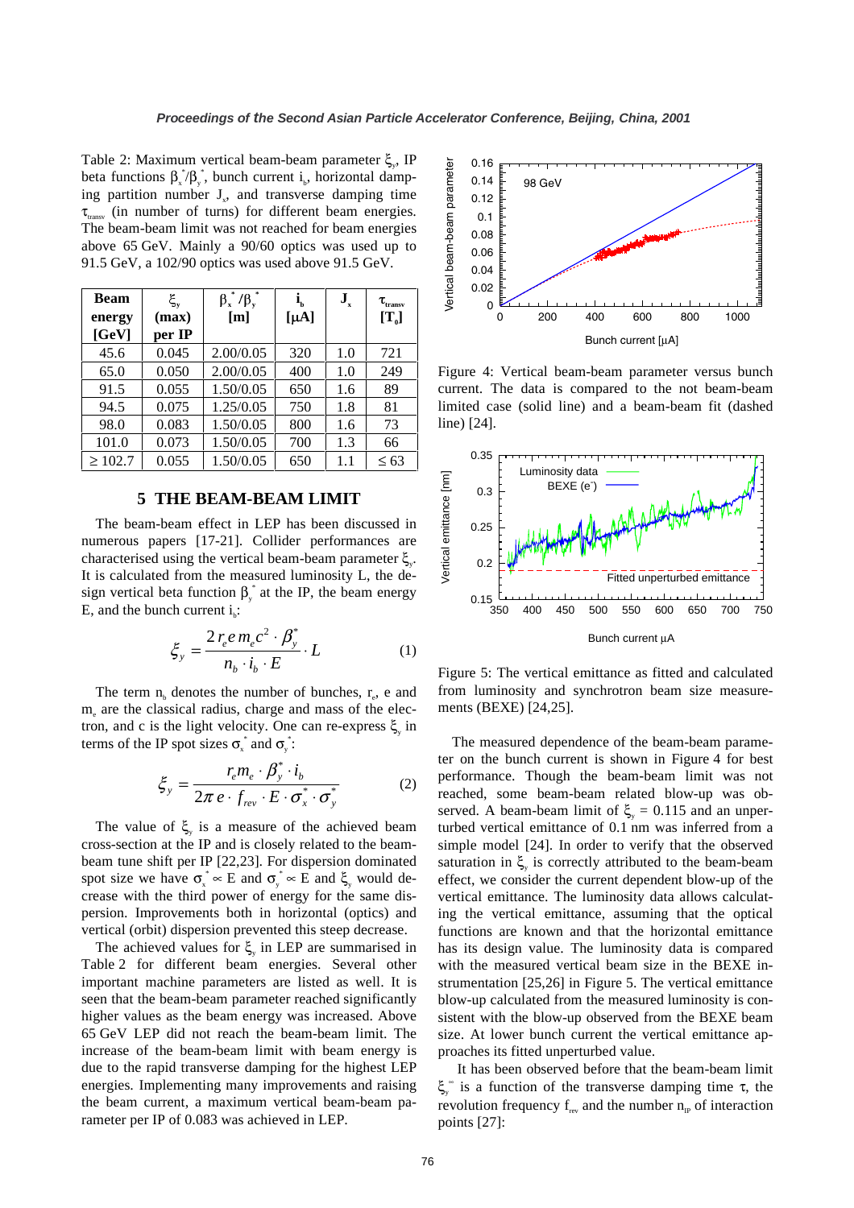Table 2: Maximum vertical beam-beam parameter $\xi_y$, IP beta functions $\beta_x^*/\beta_y^*$, bunch current $i_b$, horizontal damping partition number $J_x$, and transverse damping time $\tau_{transv}$ (in number of turns) for different beam energies. The beam-beam limit was not reached for beam energies above 65 GeV. Mainly a 90/60 optics was used up to 91.5 GeV, a 102/90 optics was used above 91.5 GeV.

| Beam energy [GeV] | $\xi_y$ (max) per IP | $\beta_x^*/\beta_y^*$ [m] | $i_b$ [μA] | $J_x$ | $\tau_{transv}$ [$T_0$] |
|---|---|---|---|---|---|
| 45.6 | 0.045 | 2.00/0.05 | 320 | 1.0 | 721 |
| 65.0 | 0.050 | 2.00/0.05 | 400 | 1.0 | 249 |
| 91.5 | 0.055 | 1.50/0.05 | 650 | 1.6 | 89 |
| 94.5 | 0.075 | 1.25/0.05 | 750 | 1.8 | 81 |
| 98.0 | 0.083 | 1.50/0.05 | 800 | 1.6 | 73 |
| 101.0 | 0.073 | 1.50/0.05 | 700 | 1.3 | 66 |
| ≥ 102.7 | 0.055 | 1.50/0.05 | 650 | 1.1 | ≤ 63 |

## 5 THE BEAM-BEAM LIMIT

The beam-beam effect in LEP has been discussed in numerous papers [17-21]. Collider performances are characterised using the vertical beam-beam parameter $\xi_y$. It is calculated from the measured luminosity L, the design vertical beta function $\beta_y^*$ at the IP, the beam energy E, and the bunch current $i_b$:

$$\xi_y = \frac{2\, r_e e\, m_e c^2 \cdot \beta_y^*}{n_b \cdot i_b \cdot E} \cdot L \tag{1}$$

The term $n_b$ denotes the number of bunches, $r_e$, e and $m_e$ are the classical radius, charge and mass of the electron, and c is the light velocity. One can re-express $\xi_y$ in terms of the IP spot sizes $\sigma_x^*$ and $\sigma_y^*$:

$$\xi_y = \frac{r_e m_e \cdot \beta_y^* \cdot i_b}{2\pi\, e \cdot f_{rev} \cdot E \cdot \sigma_x^* \cdot \sigma_y^*} \tag{2}$$

The value of $\xi_y$ is a measure of the achieved beam cross-section at the IP and is closely related to the beam-beam tune shift per IP [22,23]. For dispersion dominated spot size we have $\sigma_x^* \propto E$ and $\sigma_y^* \propto E$ and $\xi_y$ would decrease with the third power of energy for the same dispersion. Improvements both in horizontal (optics) and vertical (orbit) dispersion prevented this steep decrease.

The achieved values for $\xi_y$ in LEP are summarised in Table 2 for different beam energies. Several other important machine parameters are listed as well. It is seen that the beam-beam parameter reached significantly higher values as the beam energy was increased. Above 65 GeV LEP did not reach the beam-beam limit. The increase of the beam-beam limit with beam energy is due to the rapid transverse damping for the highest LEP energies. Implementing many improvements and raising the beam current, a maximum vertical beam-beam parameter per IP of 0.083 was achieved in LEP.

Figure 4: Vertical beam-beam parameter versus bunch current. The data is compared to the not beam-beam limited case (solid line) and a beam-beam fit (dashed line) [24].

Figure 5: The vertical emittance as fitted and calculated from luminosity and synchrotron beam size measurements (BEXE) [24,25].

The measured dependence of the beam-beam parameter on the bunch current is shown in Figure 4 for best performance. Though the beam-beam limit was not reached, some beam-beam related blow-up was observed. A beam-beam limit of $\xi_y = 0.115$ and an unperturbed vertical emittance of 0.1 nm was inferred from a simple model [24]. In order to verify that the observed saturation in $\xi_y$ is correctly attributed to the beam-beam effect, we consider the current dependent blow-up of the vertical emittance. The luminosity data allows calculating the vertical emittance, assuming that the optical functions are known and that the horizontal emittance has its design value. The luminosity data is compared with the measured vertical beam size in the BEXE instrumentation [25,26] in Figure 5. The vertical emittance blow-up calculated from the measured luminosity is consistent with the blow-up observed from the BEXE beam size. At lower bunch current the vertical emittance approaches its fitted unperturbed value.

It has been observed before that the beam-beam limit $\xi_y^\infty$ is a function of the transverse damping time τ, the revolution frequency $f_{rev}$ and the number $n_{IP}$ of interaction points [27]: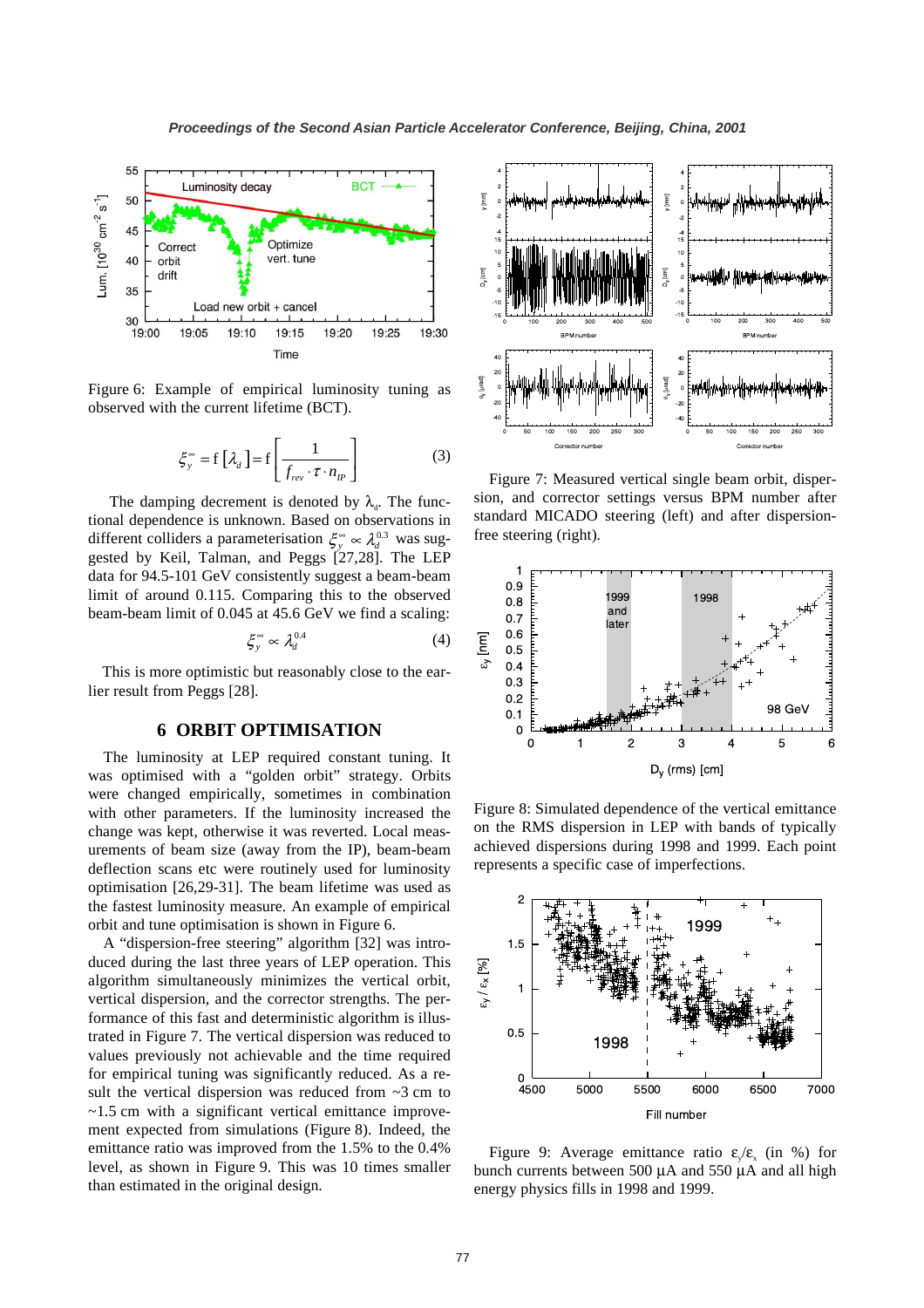Figure 6: Example of empirical luminosity tuning as observed with the current lifetime (BCT).

$$\xi_y^\infty = \mathrm{f}\left[\lambda_d\right] = \mathrm{f}\left[\frac{1}{f_{rev} \cdot \tau \cdot n_{IP}}\right] \tag{3}$$

The damping decrement is denoted by $\lambda_d$. The functional dependence is unknown. Based on observations in different colliders a parameterisation $\xi_y^\infty \propto \lambda_d^{0.3}$ was suggested by Keil, Talman, and Peggs [27,28]. The LEP data for 94.5-101 GeV consistently suggest a beam-beam limit of around 0.115. Comparing this to the observed beam-beam limit of 0.045 at 45.6 GeV we find a scaling:

$$\xi_y^\infty \propto \lambda_d^{0.4} \tag{4}$$

This is more optimistic but reasonably close to the earlier result from Peggs [28].

## 6 ORBIT OPTIMISATION

The luminosity at LEP required constant tuning. It was optimised with a "golden orbit" strategy. Orbits were changed empirically, sometimes in combination with other parameters. If the luminosity increased the change was kept, otherwise it was reverted. Local measurements of beam size (away from the IP), beam-beam deflection scans etc were routinely used for luminosity optimisation [26,29-31]. The beam lifetime was used as the fastest luminosity measure. An example of empirical orbit and tune optimisation is shown in Figure 6.

A "dispersion-free steering" algorithm [32] was introduced during the last three years of LEP operation. This algorithm simultaneously minimizes the vertical orbit, vertical dispersion, and the corrector strengths. The performance of this fast and deterministic algorithm is illustrated in Figure 7. The vertical dispersion was reduced to values previously not achievable and the time required for empirical tuning was significantly reduced. As a result the vertical dispersion was reduced from ~3 cm to ~1.5 cm with a significant vertical emittance improvement expected from simulations (Figure 8). Indeed, the emittance ratio was improved from the 1.5% to the 0.4% level, as shown in Figure 9. This was 10 times smaller than estimated in the original design.

Figure 7: Measured vertical single beam orbit, dispersion, and corrector settings versus BPM number after standard MICADO steering (left) and after dispersion-free steering (right).

Figure 8: Simulated dependence of the vertical emittance on the RMS dispersion in LEP with bands of typically achieved dispersions during 1998 and 1999. Each point represents a specific case of imperfections.

Figure 9: Average emittance ratio $\varepsilon_y/\varepsilon_x$ (in %) for bunch currents between 500 µA and 550 µA and all high energy physics fills in 1998 and 1999.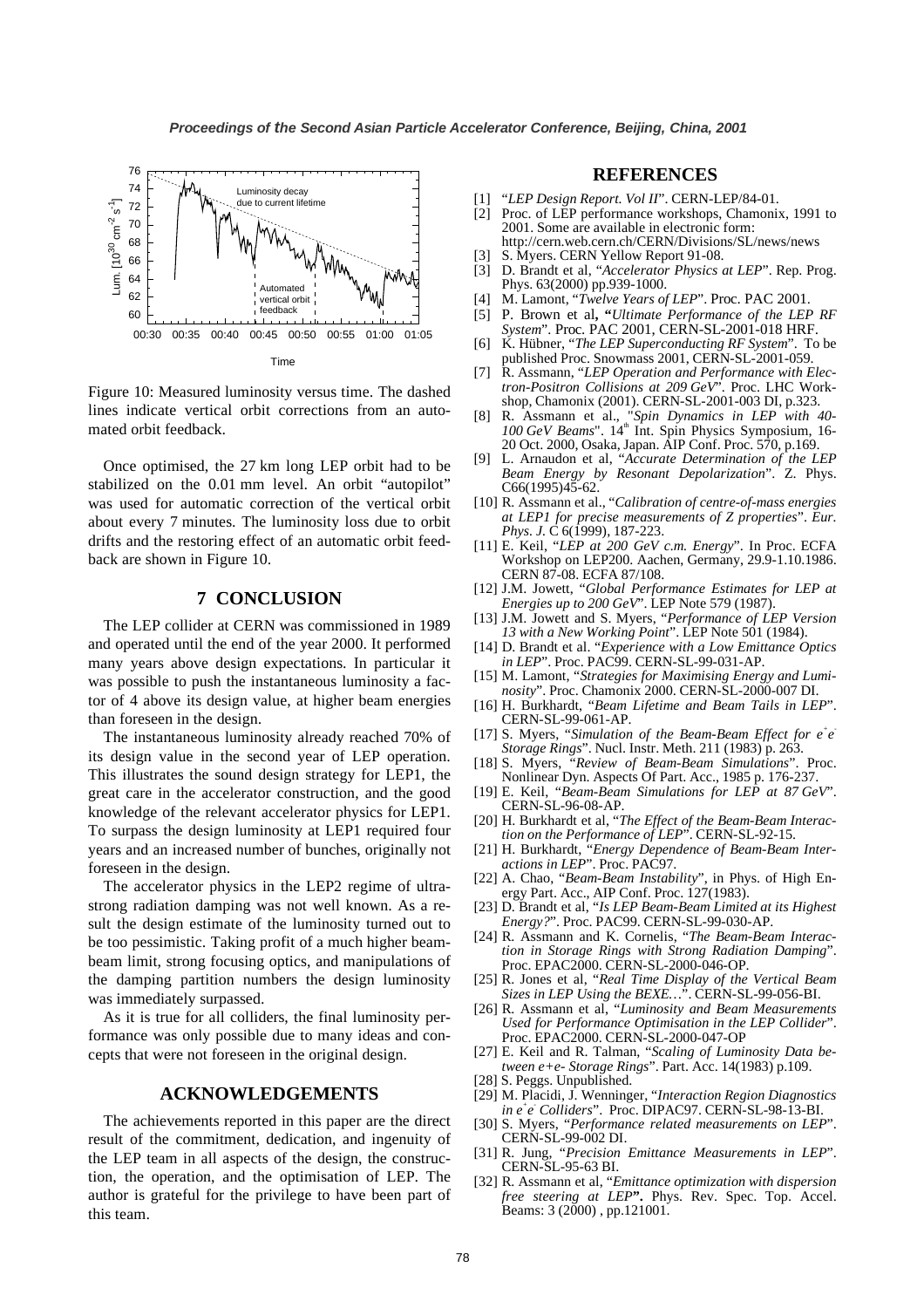Lum. [$10^{30}$ cm$^{-2}$ s$^{-1}$]

76
74
72
70
68
66
64
62
60

Luminosity decay due to current lifetime

Automated vertical orbit feedback

00:30 00:35 00:40 00:45 00:50 00:55 01:00 01:05

Time

Figure 10: Measured luminosity versus time. The dashed lines indicate vertical orbit corrections from an automated orbit feedback.

Once optimised, the 27 km long LEP orbit had to be stabilized on the 0.01 mm level. An orbit "autopilot" was used for automatic correction of the vertical orbit about every 7 minutes. The luminosity loss due to orbit drifts and the restoring effect of an automatic orbit feedback are shown in Figure 10.

## 7 CONCLUSION

The LEP collider at CERN was commissioned in 1989 and operated until the end of the year 2000. It performed many years above design expectations. In particular it was possible to push the instantaneous luminosity a factor of 4 above its design value, at higher beam energies than foreseen in the design.

The instantaneous luminosity already reached 70% of its design value in the second year of LEP operation. This illustrates the sound design strategy for LEP1, the great care in the accelerator construction, and the good knowledge of the relevant accelerator physics for LEP1. To surpass the design luminosity at LEP1 required four years and an increased number of bunches, originally not foreseen in the design.

The accelerator physics in the LEP2 regime of ultra-strong radiation damping was not well known. As a result the design estimate of the luminosity turned out to be too pessimistic. Taking profit of a much higher beam-beam limit, strong focusing optics, and manipulations of the damping partition numbers the design luminosity was immediately surpassed.

As it is true for all colliders, the final luminosity performance was only possible due to many ideas and concepts that were not foreseen in the original design.

## ACKNOWLEDGEMENTS

The achievements reported in this paper are the direct result of the commitment, dedication, and ingenuity of the LEP team in all aspects of the design, the construction, the operation, and the optimisation of LEP. The author is grateful for the privilege to have been part of this team.

## REFERENCES

[1] "*LEP Design Report. Vol II*". CERN-LEP/84-01.
[2] Proc. of LEP performance workshops, Chamonix, 1991 to 2001. Some are available in electronic form: http://cern.web.cern.ch/CERN/Divisions/SL/news/news
[3] S. Myers. CERN Yellow Report 91-08.
[3] D. Brandt et al, "*Accelerator Physics at LEP*". Rep. Prog. Phys. 63(2000) pp.939-1000.
[4] M. Lamont, "*Twelve Years of LEP*". Proc. PAC 2001.
[5] P. Brown et al**, "***Ultimate Performance of the LEP RF System*". Proc. PAC 2001, CERN-SL-2001-018 HRF.
[6] K. Hübner, "*The LEP Superconducting RF System*". To be published Proc. Snowmass 2001, CERN-SL-2001-059.
[7] R. Assmann, "*LEP Operation and Performance with Electron-Positron Collisions at 209 GeV*". Proc. LHC Workshop, Chamonix (2001). CERN-SL-2001-003 DI, p.323.
[8] R. Assmann et al., "*Spin Dynamics in LEP with 40-100 GeV Beams*". 14th Int. Spin Physics Symposium, 16-20 Oct. 2000, Osaka, Japan. AIP Conf. Proc. 570, p.169.
[9] L. Arnaudon et al, "*Accurate Determination of the LEP Beam Energy by Resonant Depolarization*". Z. Phys. C66(1995)45-62.
[10] R. Assmann et al., "*Calibration of centre-of-mass energies at LEP1 for precise measurements of Z properties*". *Eur. Phys. J.* C 6(1999), 187-223.
[11] E. Keil, "*LEP at 200 GeV c.m. Energy*". In Proc. ECFA Workshop on LEP200. Aachen, Germany, 29.9-1.10.1986. CERN 87-08. ECFA 87/108.
[12] J.M. Jowett, "*Global Performance Estimates for LEP at Energies up to 200 GeV*". LEP Note 579 (1987).
[13] J.M. Jowett and S. Myers, "*Performance of LEP Version 13 with a New Working Point*". LEP Note 501 (1984).
[14] D. Brandt et al. "*Experience with a Low Emittance Optics in LEP*". Proc. PAC99. CERN-SL-99-031-AP.
[15] M. Lamont, "*Strategies for Maximising Energy and Luminosity*". Proc. Chamonix 2000. CERN-SL-2000-007 DI.
[16] H. Burkhardt, "*Beam Lifetime and Beam Tails in LEP*". CERN-SL-99-061-AP.
[17] S. Myers, "*Simulation of the Beam-Beam Effect for $e^+e^-$ Storage Rings*". Nucl. Instr. Meth. 211 (1983) p. 263.
[18] S. Myers, "*Review of Beam-Beam Simulations*". Proc. Nonlinear Dyn. Aspects Of Part. Acc., 1985 p. 176-237.
[19] E. Keil, "*Beam-Beam Simulations for LEP at 87 GeV*". CERN-SL-96-08-AP.
[20] H. Burkhardt et al, "*The Effect of the Beam-Beam Interaction on the Performance of LEP*". CERN-SL-92-15.
[21] H. Burkhardt, "*Energy Dependence of Beam-Beam Interactions in LEP*". Proc. PAC97.
[22] A. Chao, "*Beam-Beam Instability*", in Phys. of High Energy Part. Acc., AIP Conf. Proc. 127(1983).
[23] D. Brandt et al, "*Is LEP Beam-Beam Limited at its Highest Energy?*". Proc. PAC99. CERN-SL-99-030-AP.
[24] R. Assmann and K. Cornelis, "*The Beam-Beam Interaction in Storage Rings with Strong Radiation Damping*". Proc. EPAC2000. CERN-SL-2000-046-OP.
[25] R. Jones et al, "*Real Time Display of the Vertical Beam Sizes in LEP Using the BEXE…*". CERN-SL-99-056-BI.
[26] R. Assmann et al, "*Luminosity and Beam Measurements Used for Performance Optimisation in the LEP Collider*". Proc. EPAC2000. CERN-SL-2000-047-OP
[27] E. Keil and R. Talman, "*Scaling of Luminosity Data between e+e- Storage Rings*". Part. Acc. 14(1983) p.109.
[28] S. Peggs. Unpublished.
[29] M. Placidi, J. Wenninger, "*Interaction Region Diagnostics in $e^+e^-$ Colliders*". Proc. DIPAC97. CERN-SL-98-13-BI.
[30] S. Myers, "*Performance related measurements on LEP*". CERN-SL-99-002 DI.
[31] R. Jung, "*Precision Emittance Measurements in LEP*". CERN-SL-95-63 BI.
[32] R. Assmann et al, "*Emittance optimization with dispersion free steering at LEP***"**. Phys. Rev. Spec. Top. Accel. Beams: 3 (2000) , pp.121001.